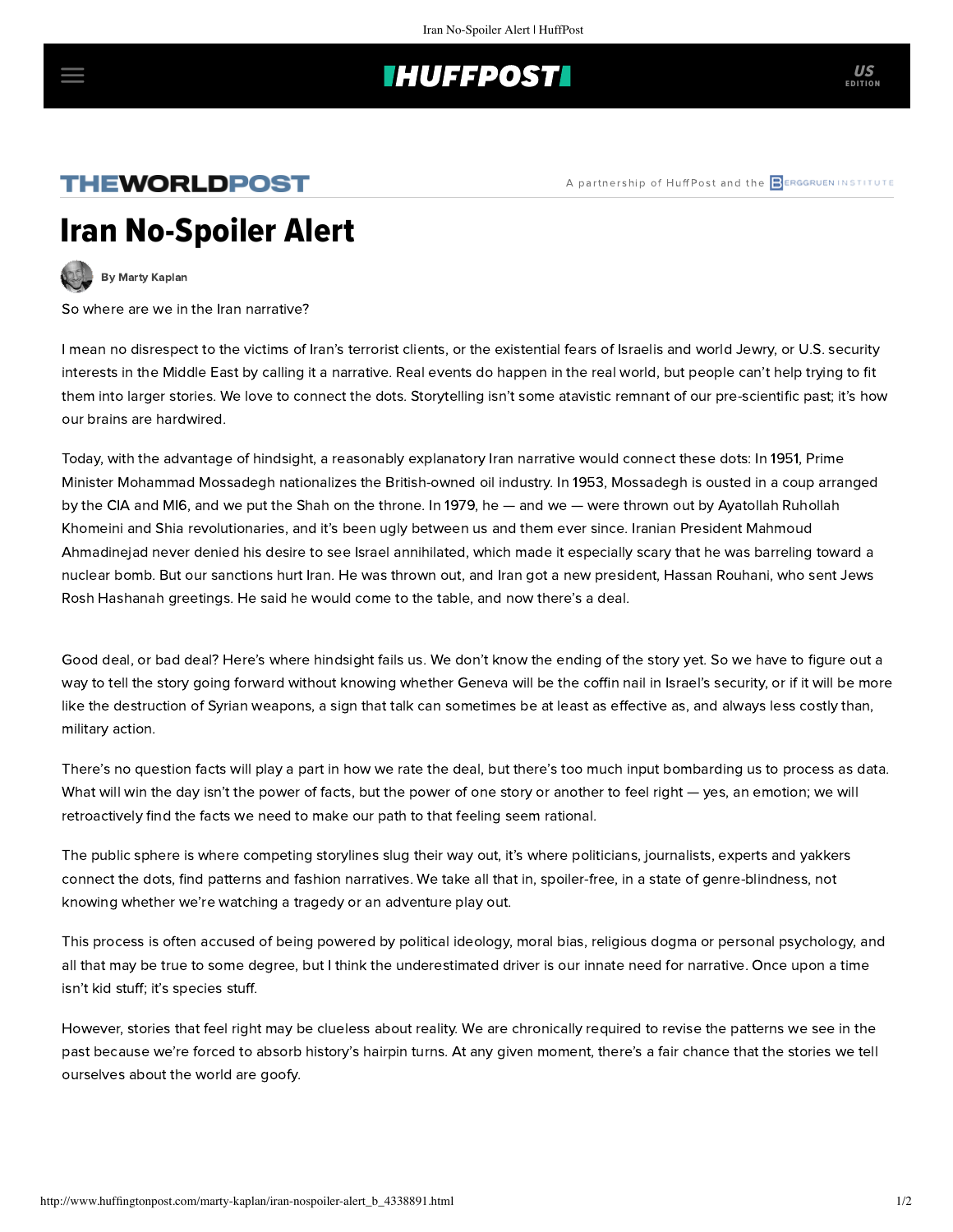# Iran No-Spoiler Alert

By Marty Kaplan

So where are we in the Iran narrative?

I mean no disrespect to the victims of Iran's terrorist clients, or the existential fears of Israelis and world Jewry, or U.S. security interests in the Middle East by calling it a narrative. Real events do happen in the real world, but people can't help trying to fit them into larger stories. We love to connect the dots. Storytelling isn't some atavistic remnant of our pre-scientific past; it's how our brains are hardwired.

Today, with the advantage of hindsight, a reasonably explanatory Iran narrative would connect these dots: In 1951, Prime Minister Mohammad Mossadegh nationalizes the British-owned oil industry. In 1953, Mossadegh is ousted in a coup arranged by the CIA and MI6, and we put the Shah on the throne. In 1979, he — and we — were thrown out by Ayatollah Ruhollah Khomeini and Shia revolutionaries, and it's been ugly between us and them ever since. Iranian President Mahmoud Ahmadinejad never denied his desire to see Israel annihilated, which made it especially scary that he was barreling toward a nuclear bomb. But our sanctions hurt Iran. He was thrown out, and Iran got a new president, Hassan Rouhani, who sent Jews Rosh Hashanah greetings. He said he would come to the table, and now there's a deal.

Good deal, or bad deal? Here's where hindsight fails us. We don't know the ending of the story yet. So we have to figure out a way to tell the story going forward without knowing whether Geneva will be the coffin nail in Israel's security, or if it will be more like the destruction of Syrian weapons, a sign that talk can sometimes be at least as effective as, and always less costly than, military action.

There's no question facts will play a part in how we rate the deal, but there's too much input bombarding us to process as data. What will win the day isn't the power of facts, but the power of one story or another to feel right — yes, an emotion; we will retroactively find the facts we need to make our path to that feeling seem rational.

The public sphere is where competing storylines slug their way out, it's where politicians, journalists, experts and yakkers connect the dots, find patterns and fashion narratives. We take all that in, spoiler-free, in a state of genre-blindness, not knowing whether we're watching a tragedy or an adventure play out.

This process is often accused of being powered by political ideology, moral bias, religious dogma or personal psychology, and all that may be true to some degree, but I think the underestimated driver is our innate need for narrative. Once upon a time isn't kid stuff; it's species stuff.

However, stories that feel right may be clueless about reality. We are chronically required to revise the patterns we see in the past because we're forced to absorb history's hairpin turns. At any given moment, there's a fair chance that the stories we tell ourselves about the world are goofy.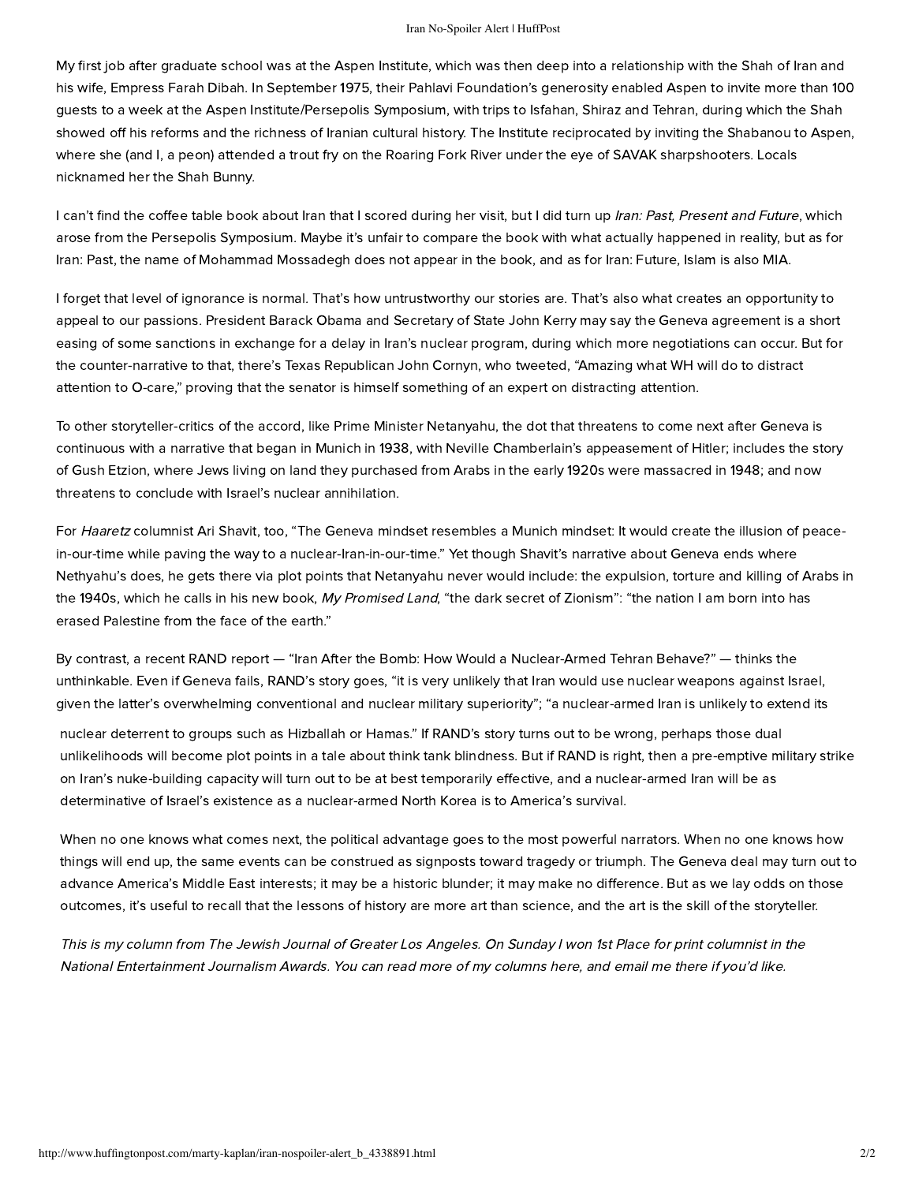My first job after graduate school was at the Aspen Institute, which was then deep into a relationship with the Shah of Iran and his wife, Empress Farah Dibah. In September 1975, their Pahlavi Foundation's generosity enabled Aspen to invite more than 100 guests to a week at the Aspen Institute/Persepolis Symposium, with trips to Isfahan, Shiraz and Tehran, during which the Shah showed off his reforms and the richness of Iranian cultural history. The Institute reciprocated by inviting the Shabanou to Aspen, where she (and I, a peon) attended a trout fry on the Roaring Fork River under the eye of SAVAK sharpshooters. Locals nicknamed her the Shah Bunny.

I can't find the coffee table book about Iran that I scored during her visit, but I did turn up *Iran: Past, Present and Future*, which arose from the Persepolis Symposium. Maybe it's unfair to compare the book with what actually happened in reality, but as for Iran: Past, the name of Mohammad Mossadegh does not appear in the book, and as for Iran: Future, Islam is also MIA.

I forget that level of ignorance is normal. That's how untrustworthy our stories are. That's also what creates an opportunity to appeal to our passions. President Barack Obama and Secretary of State John Kerry may say the Geneva agreement is a short easing of some sanctions in exchange for a delay in Iran's nuclear program, during which more negotiations can occur. But for the counter-narrative to that, there's Texas Republican John Cornyn, who tweeted, "Amazing what WH will do to distract attention to O-care," proving that the senator is himself something of an expert on distracting attention.

To other storyteller-critics of the accord, like Prime Minister Netanyahu, the dot that threatens to come next after Geneva is continuous with a narrative that began in Munich in 1938, with Neville Chamberlain's appeasement of Hitler; includes the story of Gush Etzion, where Jews living on land they purchased from Arabs in the early 1920s were massacred in 1948; and now threatens to conclude with Israel's nuclear annihilation.

For *Haaretz* columnist Ari Shavit, too, "The Geneva mindset resembles a Munich mindset: It would create the illusion of peace-in-our-time while paving the way to a nuclear-Iran-in-our-time." Yet though Shavit's narrative about Geneva ends where Nethyahu's does, he gets there via plot points that Netanyahu never would include: the expulsion, torture and killing of Arabs in the 1940s, which he calls in his new book, *My Promised Land*, "the dark secret of Zionism": "the nation I am born into has erased Palestine from the face of the earth."

By contrast, a recent RAND report — "Iran After the Bomb: How Would a Nuclear-Armed Tehran Behave?" — thinks the unthinkable. Even if Geneva fails, RAND's story goes, "it is very unlikely that Iran would use nuclear weapons against Israel, given the latter's overwhelming conventional and nuclear military superiority"; "a nuclear-armed Iran is unlikely to extend its nuclear deterrent to groups such as Hizballah or Hamas." If RAND's story turns out to be wrong, perhaps those dual unlikelihoods will become plot points in a tale about think tank blindness. But if RAND is right, then a pre-emptive military strike on Iran's nuke-building capacity will turn out to be at best temporarily effective, and a nuclear-armed Iran will be as determinative of Israel's existence as a nuclear-armed North Korea is to America's survival.

When no one knows what comes next, the political advantage goes to the most powerful narrators. When no one knows how things will end up, the same events can be construed as signposts toward tragedy or triumph. The Geneva deal may turn out to advance America's Middle East interests; it may be a historic blunder; it may make no difference. But as we lay odds on those outcomes, it's useful to recall that the lessons of history are more art than science, and the art is the skill of the storyteller.

*This is my column from The Jewish Journal of Greater Los Angeles. On Sunday I won 1st Place for print columnist in the National Entertainment Journalism Awards. You can read more of my columns here, and email me there if you'd like.*